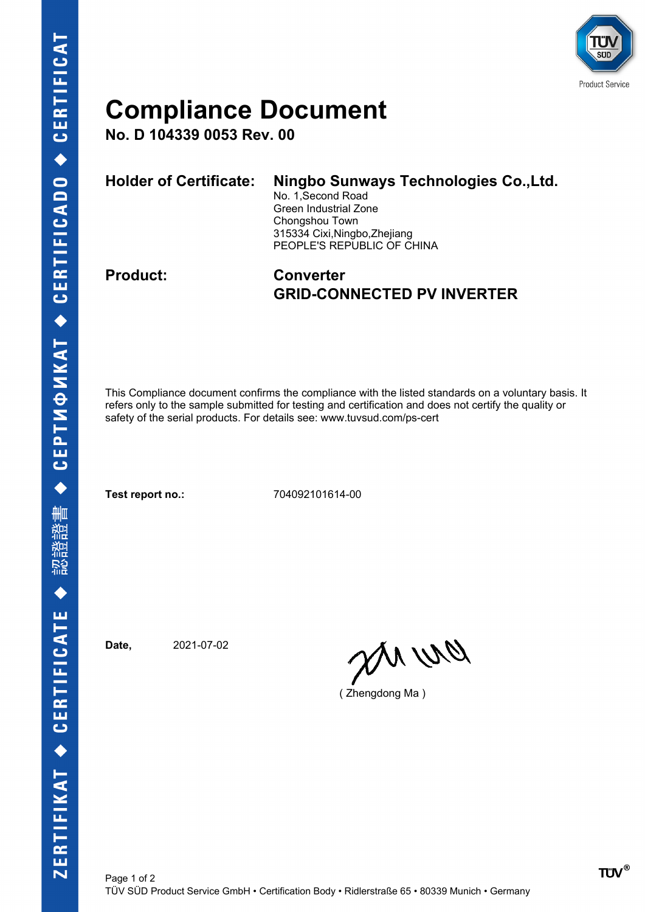# Compliance Document

**No. D 104339 0053 Rev. 00**

**Holder of Certificate:** **Ningbo Sunways Technologies Co.,Ltd.**
No. 1,Second Road
Green Industrial Zone
Chongshou Town
315334 Cixi,Ningbo,Zhejiang
PEOPLE'S REPUBLIC OF CHINA

**Product:** **Converter**
**GRID-CONNECTED PV INVERTER**

This Compliance document confirms the compliance with the listed standards on a voluntary basis. It refers only to the sample submitted for testing and certification and does not certify the quality or safety of the serial products. For details see: www.tuvsud.com/ps-cert

**Test report no.:** 704092101614-00

**Date,** 2021-07-02

( Zhengdong Ma )

TÜV SÜD Product Service GmbH • Certification Body • Ridlerstraße 65 • 80339 Munich • Germany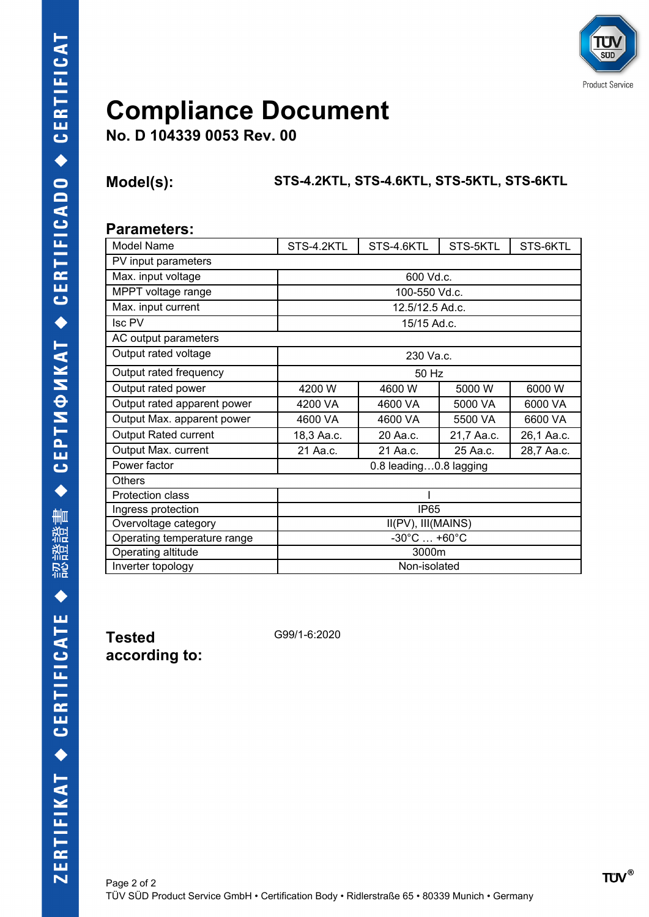# Compliance Document

**No. D 104339 0053 Rev. 00**

**Model(s):** **STS-4.2KTL, STS-4.6KTL, STS-5KTL, STS-6KTL**

## Parameters:

| Model Name | STS-4.2KTL | STS-4.6KTL | STS-5KTL | STS-6KTL |
|---|---|---|---|---|
| PV input parameters | | | | |
| Max. input voltage | 600 Vd.c. | | | |
| MPPT voltage range | 100-550 Vd.c. | | | |
| Max. input current | 12.5/12.5 Ad.c. | | | |
| Isc PV | 15/15 Ad.c. | | | |
| AC output parameters | | | | |
| Output rated voltage | 230 Va.c. | | | |
| Output rated frequency | 50 Hz | | | |
| Output rated power | 4200 W | 4600 W | 5000 W | 6000 W |
| Output rated apparent power | 4200 VA | 4600 VA | 5000 VA | 6000 VA |
| Output Max. apparent power | 4600 VA | 4600 VA | 5500 VA | 6600 VA |
| Output Rated current | 18,3 Aa.c. | 20 Aa.c. | 21,7 Aa.c. | 26,1 Aa.c. |
| Output Max. current | 21 Aa.c. | 21 Aa.c. | 25 Aa.c. | 28,7 Aa.c. |
| Power factor | 0.8 leading…0.8 lagging | | | |
| Others | | | | |
| Protection class | I | | | |
| Ingress protection | IP65 | | | |
| Overvoltage category | II(PV), III(MAINS) | | | |
| Operating temperature range | -30°C … +60°C | | | |
| Operating altitude | 3000m | | | |
| Inverter topology | Non-isolated | | | |

**Tested according to:** G99/1-6:2020

TÜV SÜD Product Service GmbH • Certification Body • Ridlerstraße 65 • 80339 Munich • Germany